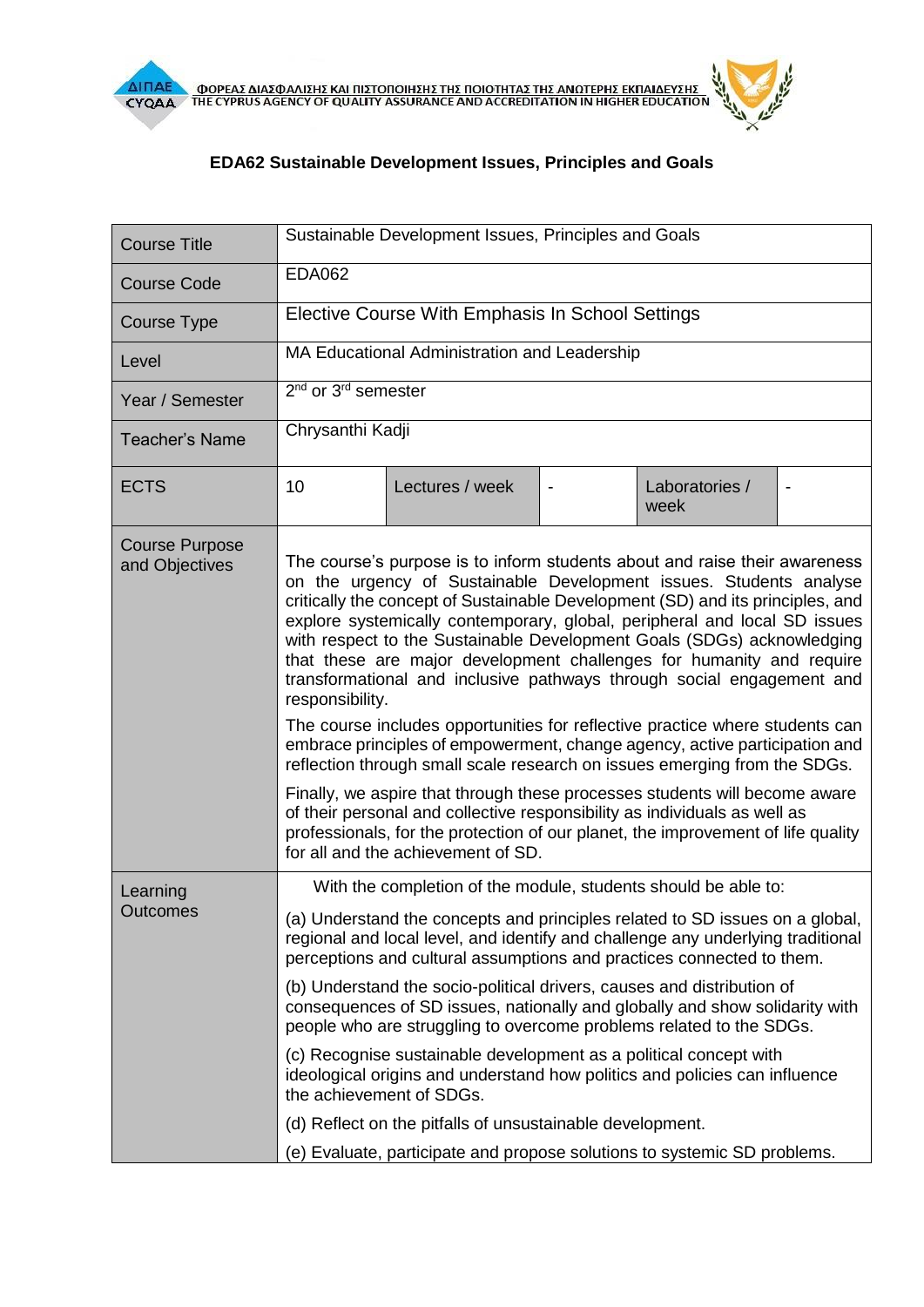# EDA62 Sustainable Development Issues, Principles and Goals

| Course Title | Sustainable Development Issues, Principles and Goals | | | | |
|---|---|---|---|---|---|
| Course Code | EDA062 | | | | |
| Course Type | Elective Course With Emphasis In School Settings | | | | |
| Level | MA Educational Administration and Leadership | | | | |
| Year / Semester | 2nd or 3rd semester | | | | |
| Teacher's Name | Chrysanthi Kadji | | | | |
| ECTS | 10 | Lectures / week | - | Laboratories / week | - |
| Course Purpose and Objectives | The course's purpose is to inform students about and raise their awareness on the urgency of Sustainable Development issues. Students analyse critically the concept of Sustainable Development (SD) and its principles, and explore systemically contemporary, global, peripheral and local SD issues with respect to the Sustainable Development Goals (SDGs) acknowledging that these are major development challenges for humanity and require transformational and inclusive pathways through social engagement and responsibility.<br><br>The course includes opportunities for reflective practice where students can embrace principles of empowerment, change agency, active participation and reflection through small scale research on issues emerging from the SDGs.<br><br>Finally, we aspire that through these processes students will become aware of their personal and collective responsibility as individuals as well as professionals, for the protection of our planet, the improvement of life quality for all and the achievement of SD. | | | | |
| Learning Outcomes | With the completion of the module, students should be able to:<br><br>(a) Understand the concepts and principles related to SD issues on a global, regional and local level, and identify and challenge any underlying traditional perceptions and cultural assumptions and practices connected to them.<br><br>(b) Understand the socio-political drivers, causes and distribution of consequences of SD issues, nationally and globally and show solidarity with people who are struggling to overcome problems related to the SDGs.<br><br>(c) Recognise sustainable development as a political concept with ideological origins and understand how politics and policies can influence the achievement of SDGs.<br><br>(d) Reflect on the pitfalls of unsustainable development.<br><br>(e) Evaluate, participate and propose solutions to systemic SD problems. | | | | |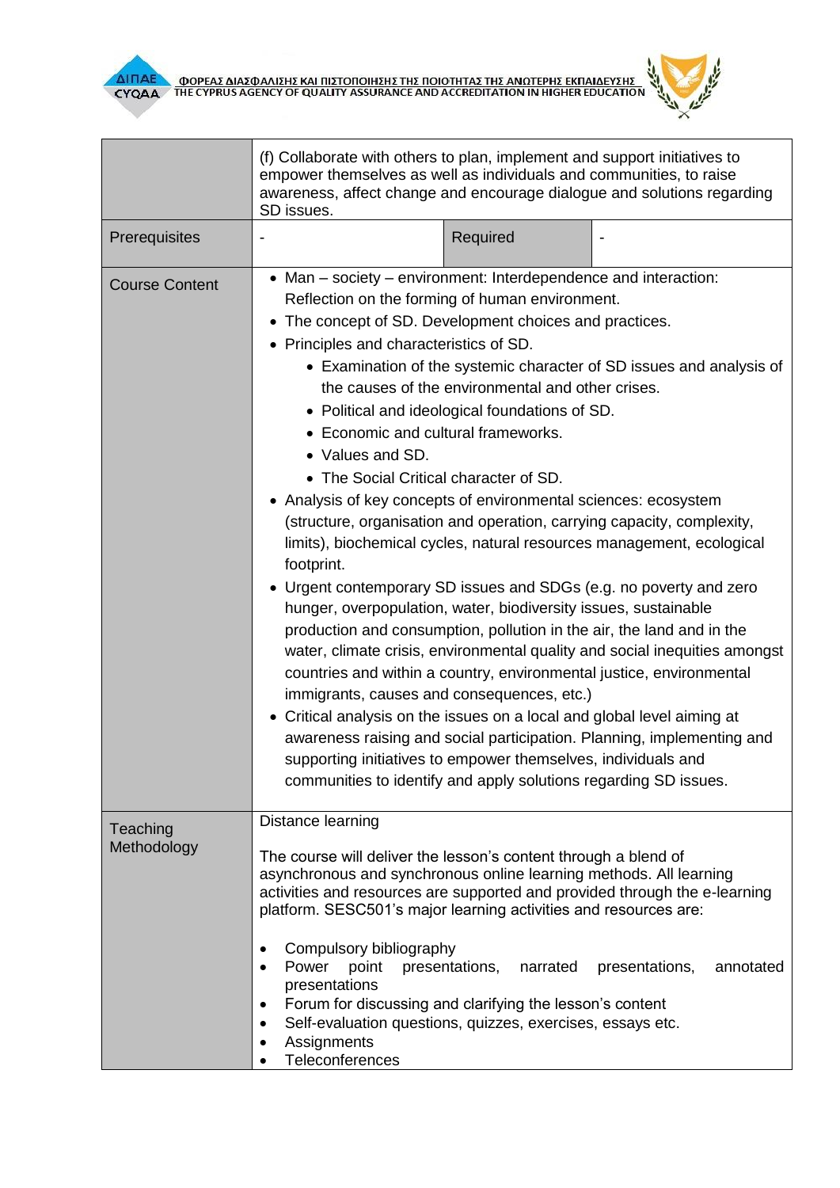| | | | |
|---|---|---|---|
| | (f) Collaborate with others to plan, implement and support initiatives to empower themselves as well as individuals and communities, to raise awareness, affect change and encourage dialogue and solutions regarding SD issues. | | |
| Prerequisites | - | Required | - |
| Course Content | • Man – society – environment: Interdependence and interaction: Reflection on the forming of human environment.<br>• The concept of SD. Development choices and practices.<br>• Principles and characteristics of SD.<br>&nbsp;&nbsp;&nbsp;&nbsp;• Examination of the systemic character of SD issues and analysis of the causes of the environmental and other crises.<br>&nbsp;&nbsp;&nbsp;&nbsp;• Political and ideological foundations of SD.<br>&nbsp;&nbsp;&nbsp;&nbsp;• Economic and cultural frameworks.<br>&nbsp;&nbsp;&nbsp;&nbsp;• Values and SD.<br>&nbsp;&nbsp;&nbsp;&nbsp;• The Social Critical character of SD.<br>• Analysis of key concepts of environmental sciences: ecosystem (structure, organisation and operation, carrying capacity, complexity, limits), biochemical cycles, natural resources management, ecological footprint.<br>• Urgent contemporary SD issues and SDGs (e.g. no poverty and zero hunger, overpopulation, water, biodiversity issues, sustainable production and consumption, pollution in the air, the land and in the water, climate crisis, environmental quality and social inequities amongst countries and within a country, environmental justice, environmental immigrants, causes and consequences, etc.)<br>• Critical analysis on the issues on a local and global level aiming at awareness raising and social participation. Planning, implementing and supporting initiatives to empower themselves, individuals and communities to identify and apply solutions regarding SD issues. | | |
| Teaching Methodology | Distance learning<br><br>The course will deliver the lesson's content through a blend of asynchronous and synchronous online learning methods. All learning activities and resources are supported and provided through the e-learning platform. SESC501's major learning activities and resources are:<br><br>• Compulsory bibliography<br>• Power point presentations, narrated presentations, annotated presentations<br>• Forum for discussing and clarifying the lesson's content<br>• Self-evaluation questions, quizzes, exercises, essays etc.<br>• Assignments<br>• Teleconferences | | |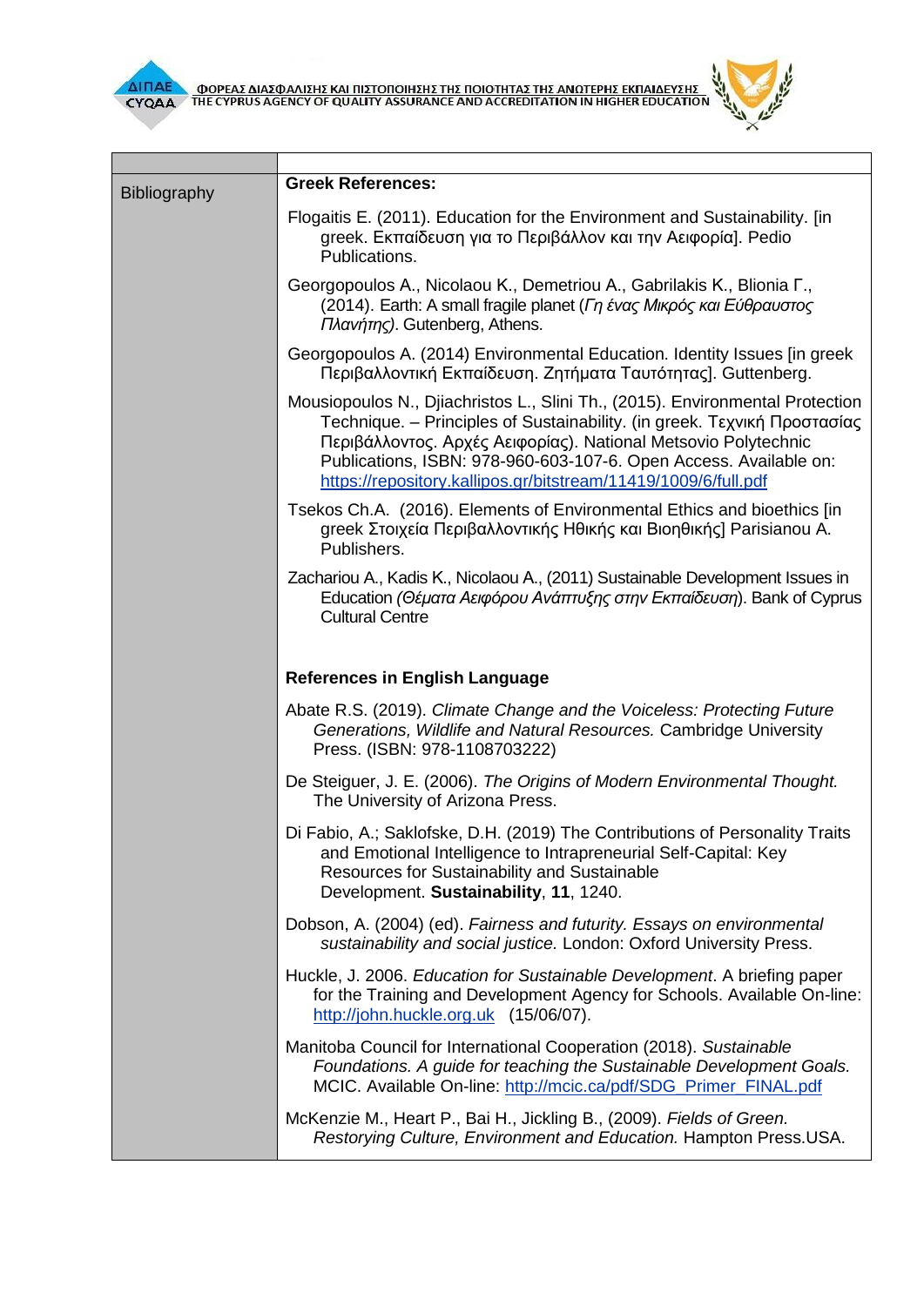| | |
|---|---|
| Bibliography | **Greek References:**<br><br>Flogaitis E. (2011). Education for the Environment and Sustainability. [in greek. Εκπαίδευση για το Περιβάλλον και την Αειφορία]. Pedio Publications.<br><br>Georgopoulos A., Nicolaou K., Demetriou A., Gabrilakis K., Blionia Γ., (2014). Earth: A small fragile planet (*Γη ένας Μικρός και Εύθραυστος Πλανήτης)*. Gutenberg, Athens.<br><br>Georgopoulos A. (2014) Environmental Education. Identity Issues [in greek Περιβαλλοντική Εκπαίδευση. Ζητήματα Ταυτότητας]. Guttenberg.<br><br>Mousiopoulos N., Djiachristos L., Slini Th., (2015). Environmental Protection Technique. – Principles of Sustainability. (in greek. Τεχνική Προστασίας Περιβάλλοντος. Αρχές Αειφορίας). National Metsovio Polytechnic Publications, ISBN: 978-960-603-107-6. Open Access. Available on: https://repository.kallipos.gr/bitstream/11419/1009/6/full.pdf<br><br>Tsekos Ch.A. (2016). Elements of Environmental Ethics and bioethics [in greek Στοιχεία Περιβαλλοντικής Ηθικής και Βιοηθικής] Parisianou A. Publishers.<br><br>Zachariou A., Kadis K., Nicolaou A., (2011) Sustainable Development Issues in Education *(Θέματα Αειφόρου Ανάπτυξης στην Εκπαίδευση*). Bank of Cyprus Cultural Centre<br><br>**References in English Language**<br><br>Abate R.S. (2019). *Climate Change and the Voiceless: Protecting Future Generations, Wildlife and Natural Resources.* Cambridge University Press. (ISBN: 978-1108703222)<br><br>De Steiguer, J. E. (2006). *The Origins of Modern Environmental Thought.* The University of Arizona Press.<br><br>Di Fabio, A.; Saklofske, D.H. (2019) The Contributions of Personality Traits and Emotional Intelligence to Intrapreneurial Self-Capital: Key Resources for Sustainability and Sustainable Development. **Sustainability**, **11**, 1240.<br><br>Dobson, A. (2004) (ed). *Fairness and futurity. Essays on environmental sustainability and social justice.* London: Oxford University Press.<br><br>Huckle, J. 2006. *Education for Sustainable Development*. A briefing paper for the Training and Development Agency for Schools. Available On-line: http://john.huckle.org.uk (15/06/07).<br><br>Manitoba Council for International Cooperation (2018). *Sustainable Foundations. A guide for teaching the Sustainable Development Goals.* MCIC. Available On-line: http://mcic.ca/pdf/SDG_Primer_FINAL.pdf<br><br>McKenzie M., Heart P., Bai H., Jickling B., (2009). *Fields of Green. Restorying Culture, Environment and Education.* Hampton Press.USA. |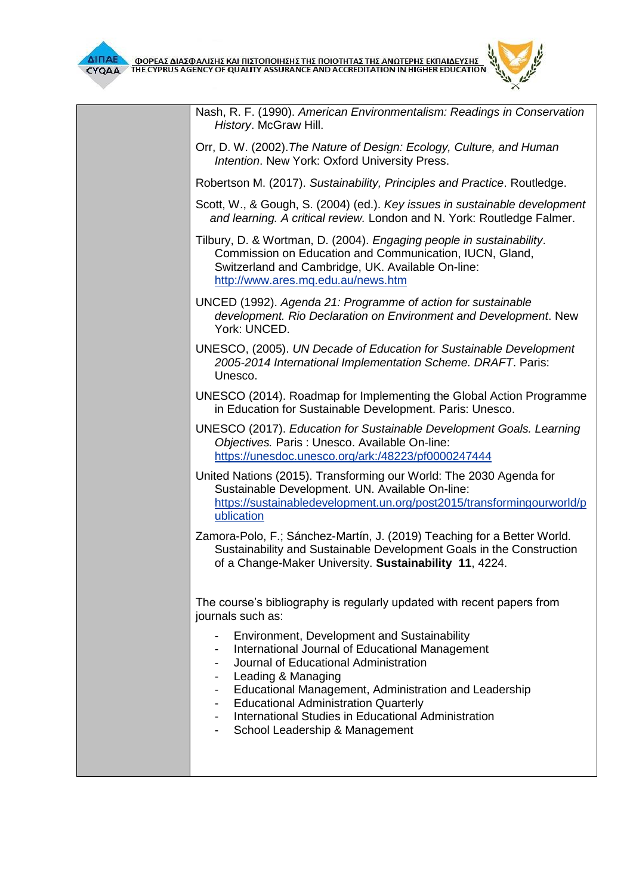| | |
|---|---|
| | Nash, R. F. (1990). *American Environmentalism: Readings in Conservation History*. McGraw Hill.<br><br>Orr, D. W. (2002).*The Nature of Design: Ecology, Culture, and Human Intention*. New York: Oxford University Press.<br><br>Robertson M. (2017). *Sustainability, Principles and Practice*. Routledge.<br><br>Scott, W., & Gough, S. (2004) (ed.). *Key issues in sustainable development and learning. A critical review.* London and N. York: Routledge Falmer.<br><br>Tilbury, D. & Wortman, D. (2004). *Engaging people in sustainability*. Commission on Education and Communication, IUCN, Gland, Switzerland and Cambridge, UK. Available On-line: http://www.ares.mq.edu.au/news.htm<br><br>UNCED (1992). *Agenda 21: Programme of action for sustainable development. Rio Declaration on Environment and Development*. New York: UNCED.<br><br>UNESCO, (2005). *UN Decade of Education for Sustainable Development 2005-2014 International Implementation Scheme. DRAFT*. Paris: Unesco.<br><br>UNESCO (2014). Roadmap for Implementing the Global Action Programme in Education for Sustainable Development. Paris: Unesco.<br><br>UNESCO (2017). *Education for Sustainable Development Goals. Learning Objectives.* Paris : Unesco. Available On-line: https://unesdoc.unesco.org/ark:/48223/pf0000247444<br><br>United Nations (2015). Transforming our World: The 2030 Agenda for Sustainable Development. UN. Available On-line: https://sustainabledevelopment.un.org/post2015/transformingourworld/publication<br><br>Zamora-Polo, F.; Sánchez-Martín, J. (2019) Teaching for a Better World. Sustainability and Sustainable Development Goals in the Construction of a Change-Maker University. **Sustainability 11**, 4224.<br><br>The course's bibliography is regularly updated with recent papers from journals such as:<br><br>- Environment, Development and Sustainability<br>- International Journal of Educational Management<br>- Journal of Educational Administration<br>- Leading & Managing<br>- Educational Management, Administration and Leadership<br>- Educational Administration Quarterly<br>- International Studies in Educational Administration<br>- School Leadership & Management |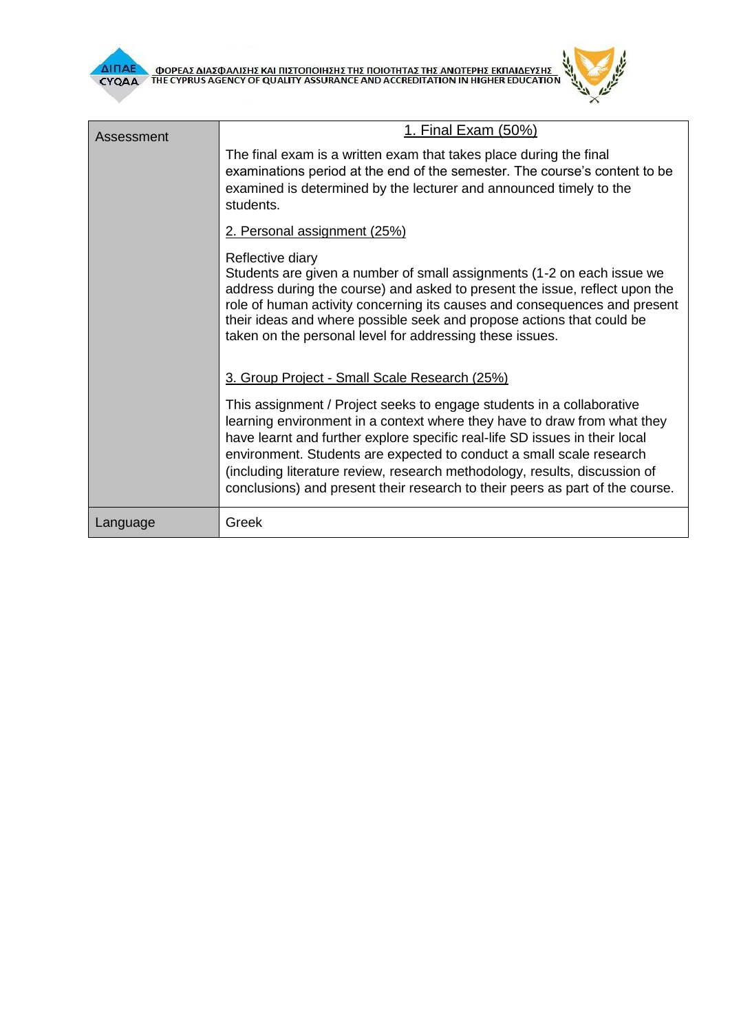| | |
|---|---|
| Assessment | 1. Final Exam (50%)<br><br>The final exam is a written exam that takes place during the final examinations period at the end of the semester. The course's content to be examined is determined by the lecturer and announced timely to the students.<br><br>2. Personal assignment (25%)<br><br>Reflective diary<br>Students are given a number of small assignments (1-2 on each issue we address during the course) and asked to present the issue, reflect upon the role of human activity concerning its causes and consequences and present their ideas and where possible seek and propose actions that could be taken on the personal level for addressing these issues.<br><br>3. Group Project - Small Scale Research (25%)<br><br>This assignment / Project seeks to engage students in a collaborative learning environment in a context where they have to draw from what they have learnt and further explore specific real-life SD issues in their local environment. Students are expected to conduct a small scale research (including literature review, research methodology, results, discussion of conclusions) and present their research to their peers as part of the course. |
| Language | Greek |